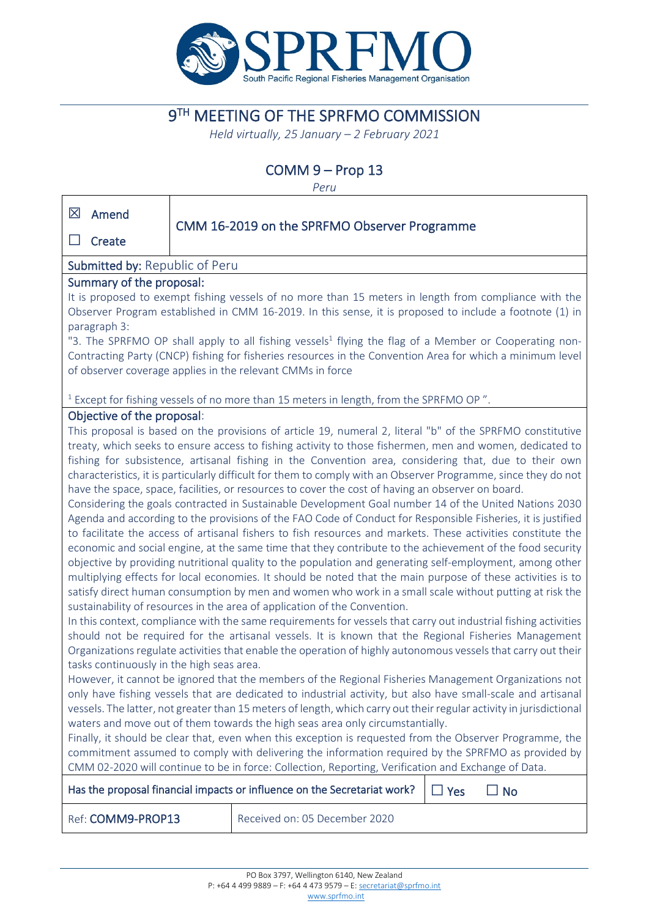# 9[TH] MEETING OF THE SPRFMO COMMISSION

*Held virtually, 25 January – 2 February 2021*

## COMM 9 – Prop 13

*Peru*

| ☒ Amend ☐ Create | CMM 16-2019 on the SPRFMO Observer Programme |
|---|---|

**Submitted by:** Republic of Peru

**Summary of the proposal:**

It is proposed to exempt fishing vessels of no more than 15 meters in length from compliance with the Observer Program established in CMM 16-2019. In this sense, it is proposed to include a footnote (1) in paragraph 3:

"3. The SPRFMO OP shall apply to all fishing vessels[1] flying the flag of a Member or Cooperating non-Contracting Party (CNCP) fishing for fisheries resources in the Convention Area for which a minimum level of observer coverage applies in the relevant CMMs in force

[1] Except for fishing vessels of no more than 15 meters in length, from the SPRFMO OP ".

**Objective of the proposal**:

This proposal is based on the provisions of article 19, numeral 2, literal "b" of the SPRFMO constitutive treaty, which seeks to ensure access to fishing activity to those fishermen, men and women, dedicated to fishing for subsistence, artisanal fishing in the Convention area, considering that, due to their own characteristics, it is particularly difficult for them to comply with an Observer Programme, since they do not have the space, space, facilities, or resources to cover the cost of having an observer on board.

Considering the goals contracted in Sustainable Development Goal number 14 of the United Nations 2030 Agenda and according to the provisions of the FAO Code of Conduct for Responsible Fisheries, it is justified to facilitate the access of artisanal fishers to fish resources and markets. These activities constitute the economic and social engine, at the same time that they contribute to the achievement of the food security objective by providing nutritional quality to the population and generating self-employment, among other multiplying effects for local economies. It should be noted that the main purpose of these activities is to satisfy direct human consumption by men and women who work in a small scale without putting at risk the sustainability of resources in the area of application of the Convention.

In this context, compliance with the same requirements for vessels that carry out industrial fishing activities should not be required for the artisanal vessels. It is known that the Regional Fisheries Management Organizations regulate activities that enable the operation of highly autonomous vessels that carry out their tasks continuously in the high seas area.

However, it cannot be ignored that the members of the Regional Fisheries Management Organizations not only have fishing vessels that are dedicated to industrial activity, but also have small-scale and artisanal vessels. The latter, not greater than 15 meters of length, which carry out their regular activity in jurisdictional waters and move out of them towards the high seas area only circumstantially.

Finally, it should be clear that, even when this exception is requested from the Observer Programme, the commitment assumed to comply with delivering the information required by the SPRFMO as provided by CMM 02-2020 will continue to be in force: Collection, Reporting, Verification and Exchange of Data.

| Has the proposal financial impacts or influence on the Secretariat work? | ☐ Yes ☐ No |
|---|---|
| Ref: **COMM9-PROP13** | Received on: 05 December 2020 |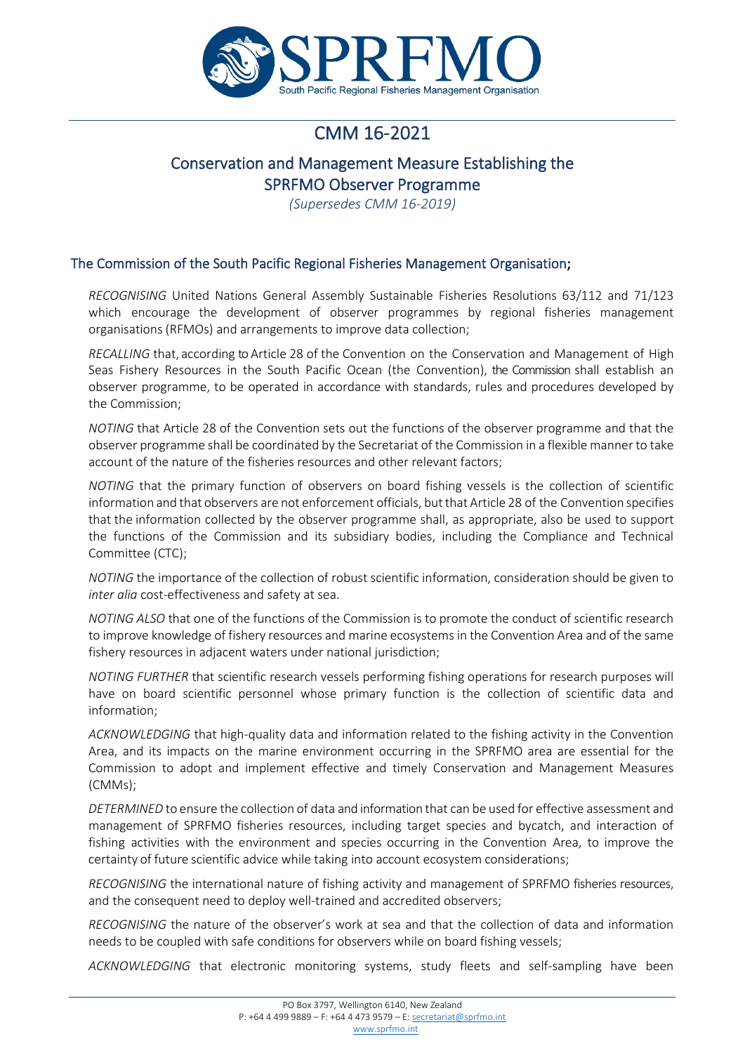# CMM 16-2021

## Conservation and Management Measure Establishing the SPRFMO Observer Programme

*(Supersedes CMM 16-2019)*

### The Commission of the South Pacific Regional Fisheries Management Organisation;

*RECOGNISING* United Nations General Assembly Sustainable Fisheries Resolutions 63/112 and 71/123 which encourage the development of observer programmes by regional fisheries management organisations (RFMOs) and arrangements to improve data collection;

*RECALLING* that, according to Article 28 of the Convention on the Conservation and Management of High Seas Fishery Resources in the South Pacific Ocean (the Convention), the Commission shall establish an observer programme, to be operated in accordance with standards, rules and procedures developed by the Commission;

*NOTING* that Article 28 of the Convention sets out the functions of the observer programme and that the observer programme shall be coordinated by the Secretariat of the Commission in a flexible manner to take account of the nature of the fisheries resources and other relevant factors;

*NOTING* that the primary function of observers on board fishing vessels is the collection of scientific information and that observers are not enforcement officials, but that Article 28 of the Convention specifies that the information collected by the observer programme shall, as appropriate, also be used to support the functions of the Commission and its subsidiary bodies, including the Compliance and Technical Committee (CTC);

*NOTING* the importance of the collection of robust scientific information, consideration should be given to *inter alia* cost-effectiveness and safety at sea.

*NOTING ALSO* that one of the functions of the Commission is to promote the conduct of scientific research to improve knowledge of fishery resources and marine ecosystems in the Convention Area and of the same fishery resources in adjacent waters under national jurisdiction;

*NOTING FURTHER* that scientific research vessels performing fishing operations for research purposes will have on board scientific personnel whose primary function is the collection of scientific data and information;

*ACKNOWLEDGING* that high-quality data and information related to the fishing activity in the Convention Area, and its impacts on the marine environment occurring in the SPRFMO area are essential for the Commission to adopt and implement effective and timely Conservation and Management Measures (CMMs);

*DETERMINED* to ensure the collection of data and information that can be used for effective assessment and management of SPRFMO fisheries resources, including target species and bycatch, and interaction of fishing activities with the environment and species occurring in the Convention Area, to improve the certainty of future scientific advice while taking into account ecosystem considerations;

*RECOGNISING* the international nature of fishing activity and management of SPRFMO fisheries resources, and the consequent need to deploy well-trained and accredited observers;

*RECOGNISING* the nature of the observer's work at sea and that the collection of data and information needs to be coupled with safe conditions for observers while on board fishing vessels;

*ACKNOWLEDGING* that electronic monitoring systems, study fleets and self-sampling have been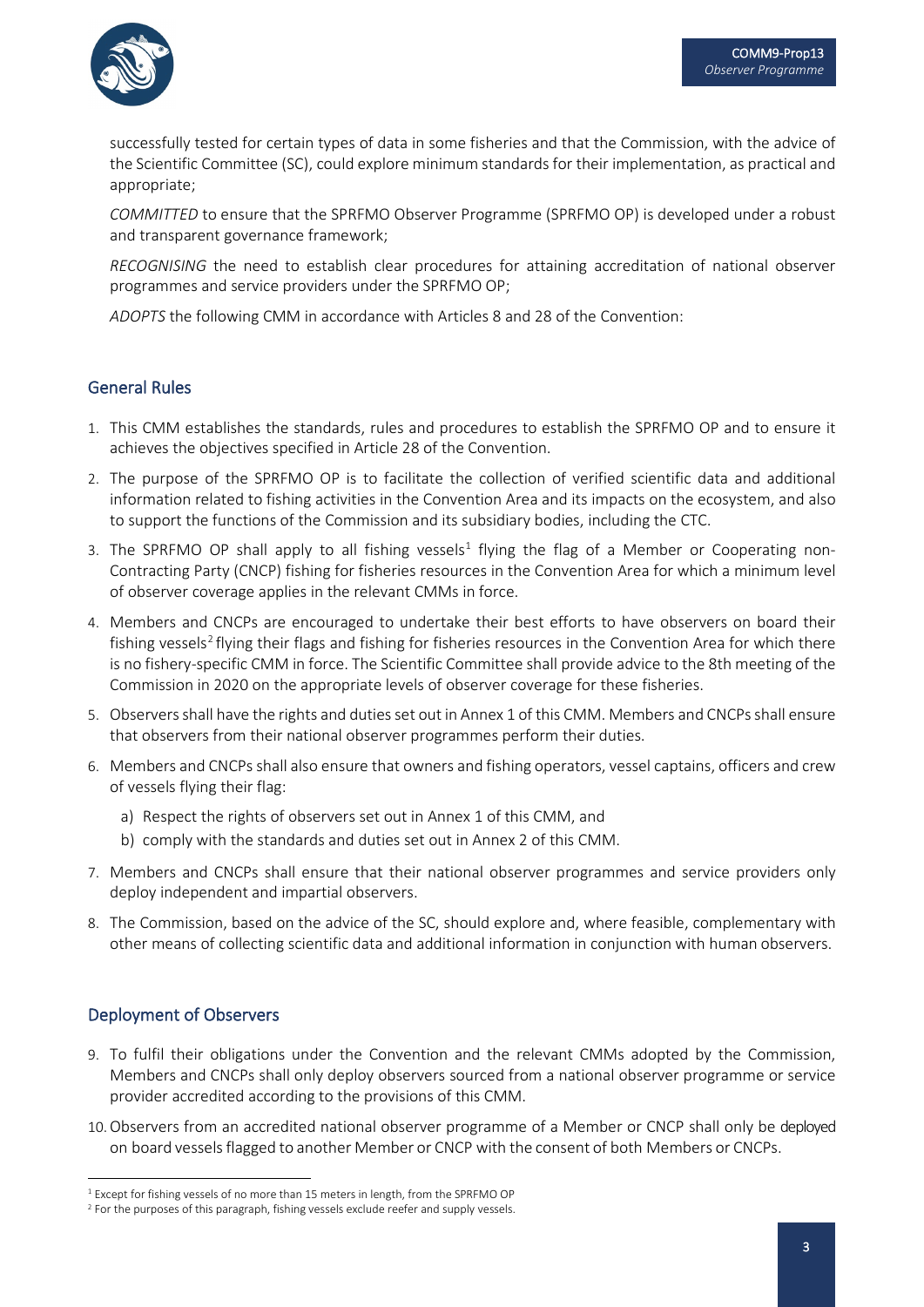successfully tested for certain types of data in some fisheries and that the Commission, with the advice of the Scientific Committee (SC), could explore minimum standards for their implementation, as practical and appropriate;

*COMMITTED* to ensure that the SPRFMO Observer Programme (SPRFMO OP) is developed under a robust and transparent governance framework;

*RECOGNISING* the need to establish clear procedures for attaining accreditation of national observer programmes and service providers under the SPRFMO OP;

*ADOPTS* the following CMM in accordance with Articles 8 and 28 of the Convention:

## General Rules

1. This CMM establishes the standards, rules and procedures to establish the SPRFMO OP and to ensure it achieves the objectives specified in Article 28 of the Convention.
2. The purpose of the SPRFMO OP is to facilitate the collection of verified scientific data and additional information related to fishing activities in the Convention Area and its impacts on the ecosystem, and also to support the functions of the Commission and its subsidiary bodies, including the CTC.
3. The SPRFMO OP shall apply to all fishing vessels[1] flying the flag of a Member or Cooperating non-Contracting Party (CNCP) fishing for fisheries resources in the Convention Area for which a minimum level of observer coverage applies in the relevant CMMs in force.
4. Members and CNCPs are encouraged to undertake their best efforts to have observers on board their fishing vessels[2] flying their flags and fishing for fisheries resources in the Convention Area for which there is no fishery-specific CMM in force. The Scientific Committee shall provide advice to the 8th meeting of the Commission in 2020 on the appropriate levels of observer coverage for these fisheries.
5. Observers shall have the rights and duties set out in Annex 1 of this CMM. Members and CNCPs shall ensure that observers from their national observer programmes perform their duties.
6. Members and CNCPs shall also ensure that owners and fishing operators, vessel captains, officers and crew of vessels flying their flag:
   a) Respect the rights of observers set out in Annex 1 of this CMM, and
   b) comply with the standards and duties set out in Annex 2 of this CMM.
7. Members and CNCPs shall ensure that their national observer programmes and service providers only deploy independent and impartial observers.
8. The Commission, based on the advice of the SC, should explore and, where feasible, complementary with other means of collecting scientific data and additional information in conjunction with human observers.

## Deployment of Observers

9. To fulfil their obligations under the Convention and the relevant CMMs adopted by the Commission, Members and CNCPs shall only deploy observers sourced from a national observer programme or service provider accredited according to the provisions of this CMM.
10. Observers from an accredited national observer programme of a Member or CNCP shall only be deployed on board vessels flagged to another Member or CNCP with the consent of both Members or CNCPs.

---

[1] Except for fishing vessels of no more than 15 meters in length, from the SPRFMO OP

[2] For the purposes of this paragraph, fishing vessels exclude reefer and supply vessels.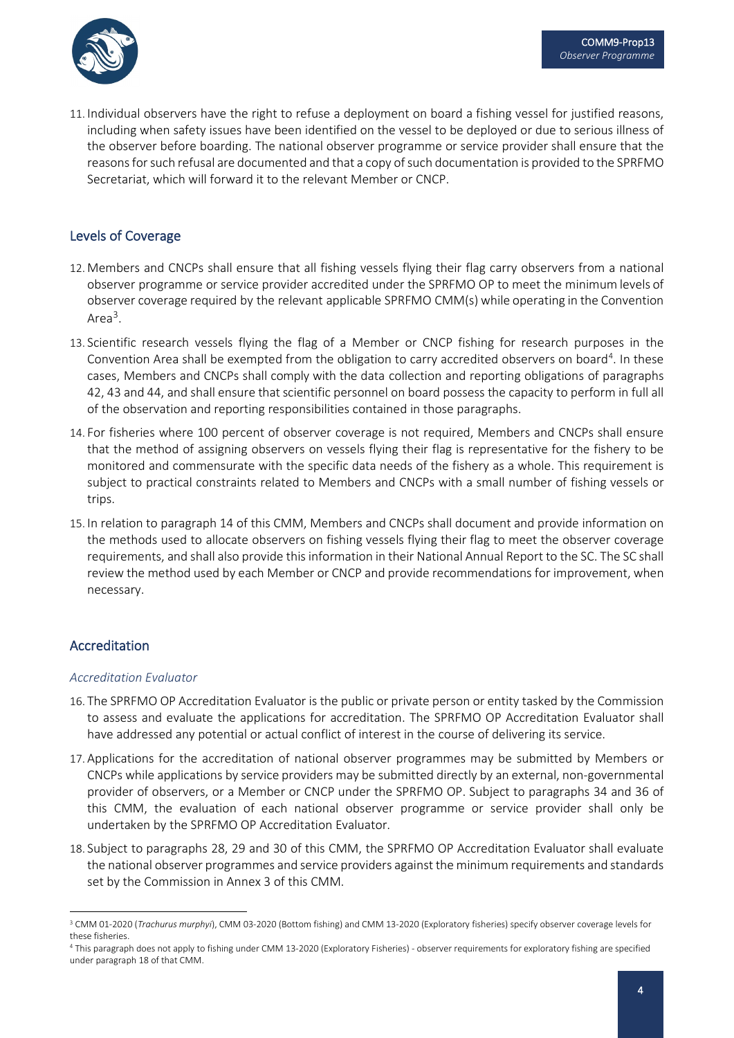11. Individual observers have the right to refuse a deployment on board a fishing vessel for justified reasons, including when safety issues have been identified on the vessel to be deployed or due to serious illness of the observer before boarding. The national observer programme or service provider shall ensure that the reasons for such refusal are documented and that a copy of such documentation is provided to the SPRFMO Secretariat, which will forward it to the relevant Member or CNCP.

## Levels of Coverage

12. Members and CNCPs shall ensure that all fishing vessels flying their flag carry observers from a national observer programme or service provider accredited under the SPRFMO OP to meet the minimum levels of observer coverage required by the relevant applicable SPRFMO CMM(s) while operating in the Convention Area[3].

13. Scientific research vessels flying the flag of a Member or CNCP fishing for research purposes in the Convention Area shall be exempted from the obligation to carry accredited observers on board[4]. In these cases, Members and CNCPs shall comply with the data collection and reporting obligations of paragraphs 42, 43 and 44, and shall ensure that scientific personnel on board possess the capacity to perform in full all of the observation and reporting responsibilities contained in those paragraphs.

14. For fisheries where 100 percent of observer coverage is not required, Members and CNCPs shall ensure that the method of assigning observers on vessels flying their flag is representative for the fishery to be monitored and commensurate with the specific data needs of the fishery as a whole. This requirement is subject to practical constraints related to Members and CNCPs with a small number of fishing vessels or trips.

15. In relation to paragraph 14 of this CMM, Members and CNCPs shall document and provide information on the methods used to allocate observers on fishing vessels flying their flag to meet the observer coverage requirements, and shall also provide this information in their National Annual Report to the SC. The SC shall review the method used by each Member or CNCP and provide recommendations for improvement, when necessary.

## Accreditation

### *Accreditation Evaluator*

16. The SPRFMO OP Accreditation Evaluator is the public or private person or entity tasked by the Commission to assess and evaluate the applications for accreditation. The SPRFMO OP Accreditation Evaluator shall have addressed any potential or actual conflict of interest in the course of delivering its service.

17. Applications for the accreditation of national observer programmes may be submitted by Members or CNCPs while applications by service providers may be submitted directly by an external, non-governmental provider of observers, or a Member or CNCP under the SPRFMO OP. Subject to paragraphs 34 and 36 of this CMM, the evaluation of each national observer programme or service provider shall only be undertaken by the SPRFMO OP Accreditation Evaluator.

18. Subject to paragraphs 28, 29 and 30 of this CMM, the SPRFMO OP Accreditation Evaluator shall evaluate the national observer programmes and service providers against the minimum requirements and standards set by the Commission in Annex 3 of this CMM.

---

[3] CMM 01-2020 (*Trachurus murphyi*), CMM 03-2020 (Bottom fishing) and CMM 13-2020 (Exploratory fisheries) specify observer coverage levels for these fisheries.

[4] This paragraph does not apply to fishing under CMM 13-2020 (Exploratory Fisheries) - observer requirements for exploratory fishing are specified under paragraph 18 of that CMM.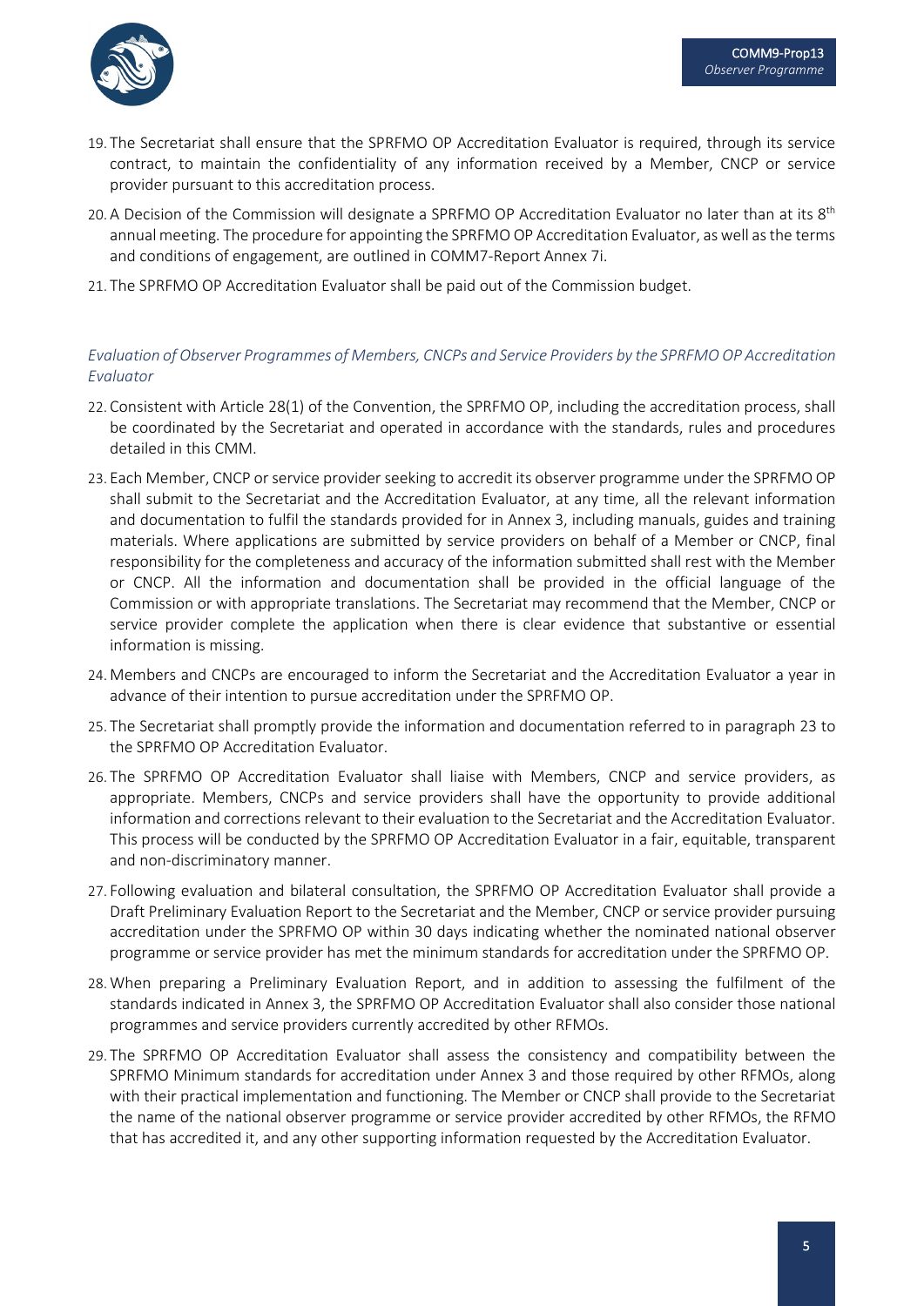19. The Secretariat shall ensure that the SPRFMO OP Accreditation Evaluator is required, through its service contract, to maintain the confidentiality of any information received by a Member, CNCP or service provider pursuant to this accreditation process.
20. A Decision of the Commission will designate a SPRFMO OP Accreditation Evaluator no later than at its 8th annual meeting. The procedure for appointing the SPRFMO OP Accreditation Evaluator, as well as the terms and conditions of engagement, are outlined in COMM7-Report Annex 7i.
21. The SPRFMO OP Accreditation Evaluator shall be paid out of the Commission budget.

*Evaluation of Observer Programmes of Members, CNCPs and Service Providers by the SPRFMO OP Accreditation Evaluator*

22. Consistent with Article 28(1) of the Convention, the SPRFMO OP, including the accreditation process, shall be coordinated by the Secretariat and operated in accordance with the standards, rules and procedures detailed in this CMM.
23. Each Member, CNCP or service provider seeking to accredit its observer programme under the SPRFMO OP shall submit to the Secretariat and the Accreditation Evaluator, at any time, all the relevant information and documentation to fulfil the standards provided for in Annex 3, including manuals, guides and training materials. Where applications are submitted by service providers on behalf of a Member or CNCP, final responsibility for the completeness and accuracy of the information submitted shall rest with the Member or CNCP. All the information and documentation shall be provided in the official language of the Commission or with appropriate translations. The Secretariat may recommend that the Member, CNCP or service provider complete the application when there is clear evidence that substantive or essential information is missing.
24. Members and CNCPs are encouraged to inform the Secretariat and the Accreditation Evaluator a year in advance of their intention to pursue accreditation under the SPRFMO OP.
25. The Secretariat shall promptly provide the information and documentation referred to in paragraph 23 to the SPRFMO OP Accreditation Evaluator.
26. The SPRFMO OP Accreditation Evaluator shall liaise with Members, CNCP and service providers, as appropriate. Members, CNCPs and service providers shall have the opportunity to provide additional information and corrections relevant to their evaluation to the Secretariat and the Accreditation Evaluator. This process will be conducted by the SPRFMO OP Accreditation Evaluator in a fair, equitable, transparent and non-discriminatory manner.
27. Following evaluation and bilateral consultation, the SPRFMO OP Accreditation Evaluator shall provide a Draft Preliminary Evaluation Report to the Secretariat and the Member, CNCP or service provider pursuing accreditation under the SPRFMO OP within 30 days indicating whether the nominated national observer programme or service provider has met the minimum standards for accreditation under the SPRFMO OP.
28. When preparing a Preliminary Evaluation Report, and in addition to assessing the fulfilment of the standards indicated in Annex 3, the SPRFMO OP Accreditation Evaluator shall also consider those national programmes and service providers currently accredited by other RFMOs.
29. The SPRFMO OP Accreditation Evaluator shall assess the consistency and compatibility between the SPRFMO Minimum standards for accreditation under Annex 3 and those required by other RFMOs, along with their practical implementation and functioning. The Member or CNCP shall provide to the Secretariat the name of the national observer programme or service provider accredited by other RFMOs, the RFMO that has accredited it, and any other supporting information requested by the Accreditation Evaluator.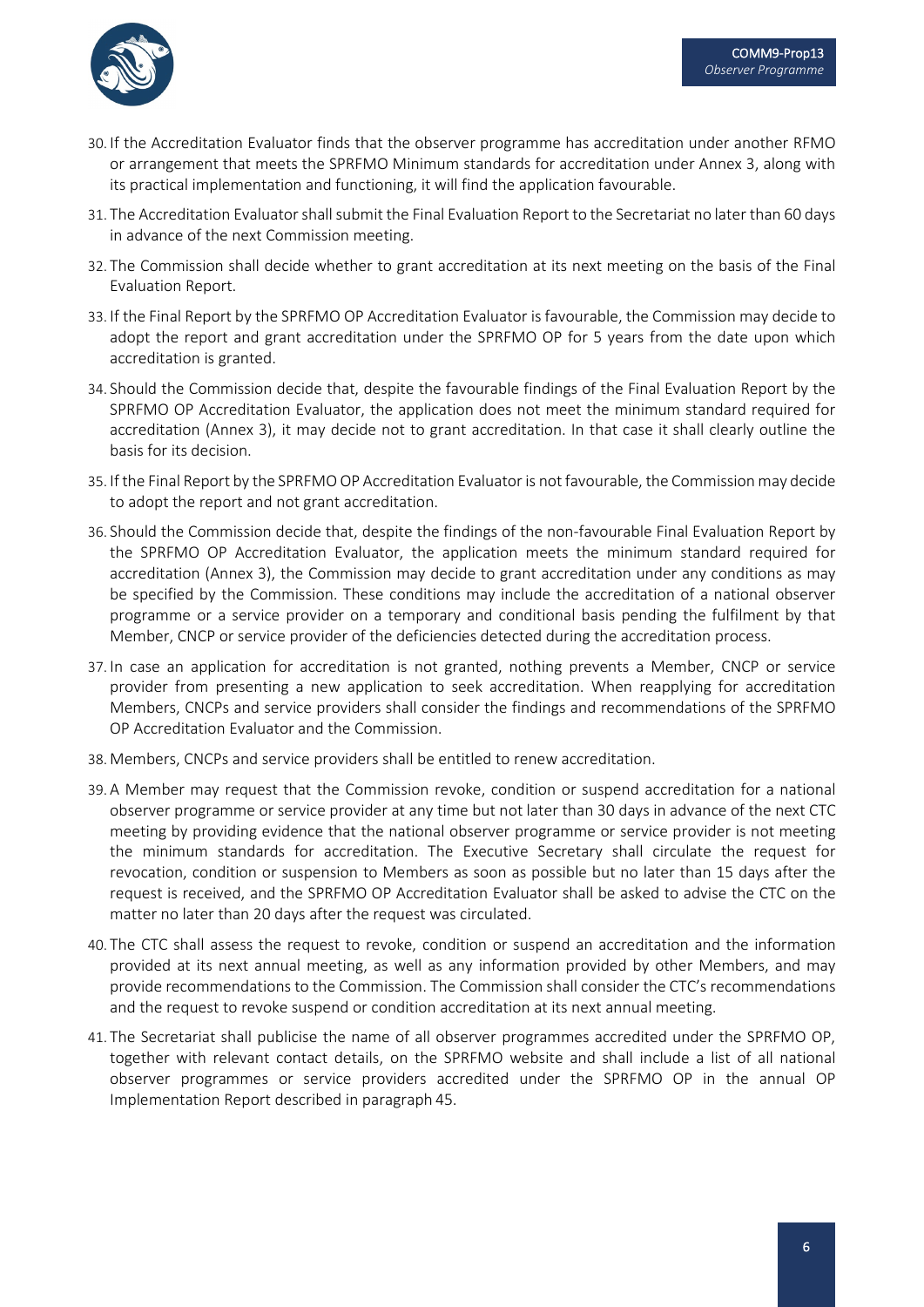30. If the Accreditation Evaluator finds that the observer programme has accreditation under another RFMO or arrangement that meets the SPRFMO Minimum standards for accreditation under Annex 3, along with its practical implementation and functioning, it will find the application favourable.

31. The Accreditation Evaluator shall submit the Final Evaluation Report to the Secretariat no later than 60 days in advance of the next Commission meeting.

32. The Commission shall decide whether to grant accreditation at its next meeting on the basis of the Final Evaluation Report.

33. If the Final Report by the SPRFMO OP Accreditation Evaluator is favourable, the Commission may decide to adopt the report and grant accreditation under the SPRFMO OP for 5 years from the date upon which accreditation is granted.

34. Should the Commission decide that, despite the favourable findings of the Final Evaluation Report by the SPRFMO OP Accreditation Evaluator, the application does not meet the minimum standard required for accreditation (Annex 3), it may decide not to grant accreditation. In that case it shall clearly outline the basis for its decision.

35. If the Final Report by the SPRFMO OP Accreditation Evaluator is not favourable, the Commission may decide to adopt the report and not grant accreditation.

36. Should the Commission decide that, despite the findings of the non-favourable Final Evaluation Report by the SPRFMO OP Accreditation Evaluator, the application meets the minimum standard required for accreditation (Annex 3), the Commission may decide to grant accreditation under any conditions as may be specified by the Commission. These conditions may include the accreditation of a national observer programme or a service provider on a temporary and conditional basis pending the fulfilment by that Member, CNCP or service provider of the deficiencies detected during the accreditation process.

37. In case an application for accreditation is not granted, nothing prevents a Member, CNCP or service provider from presenting a new application to seek accreditation. When reapplying for accreditation Members, CNCPs and service providers shall consider the findings and recommendations of the SPRFMO OP Accreditation Evaluator and the Commission.

38. Members, CNCPs and service providers shall be entitled to renew accreditation.

39. A Member may request that the Commission revoke, condition or suspend accreditation for a national observer programme or service provider at any time but not later than 30 days in advance of the next CTC meeting by providing evidence that the national observer programme or service provider is not meeting the minimum standards for accreditation. The Executive Secretary shall circulate the request for revocation, condition or suspension to Members as soon as possible but no later than 15 days after the request is received, and the SPRFMO OP Accreditation Evaluator shall be asked to advise the CTC on the matter no later than 20 days after the request was circulated.

40. The CTC shall assess the request to revoke, condition or suspend an accreditation and the information provided at its next annual meeting, as well as any information provided by other Members, and may provide recommendations to the Commission. The Commission shall consider the CTC's recommendations and the request to revoke suspend or condition accreditation at its next annual meeting.

41. The Secretariat shall publicise the name of all observer programmes accredited under the SPRFMO OP, together with relevant contact details, on the SPRFMO website and shall include a list of all national observer programmes or service providers accredited under the SPRFMO OP in the annual OP Implementation Report described in paragraph 45.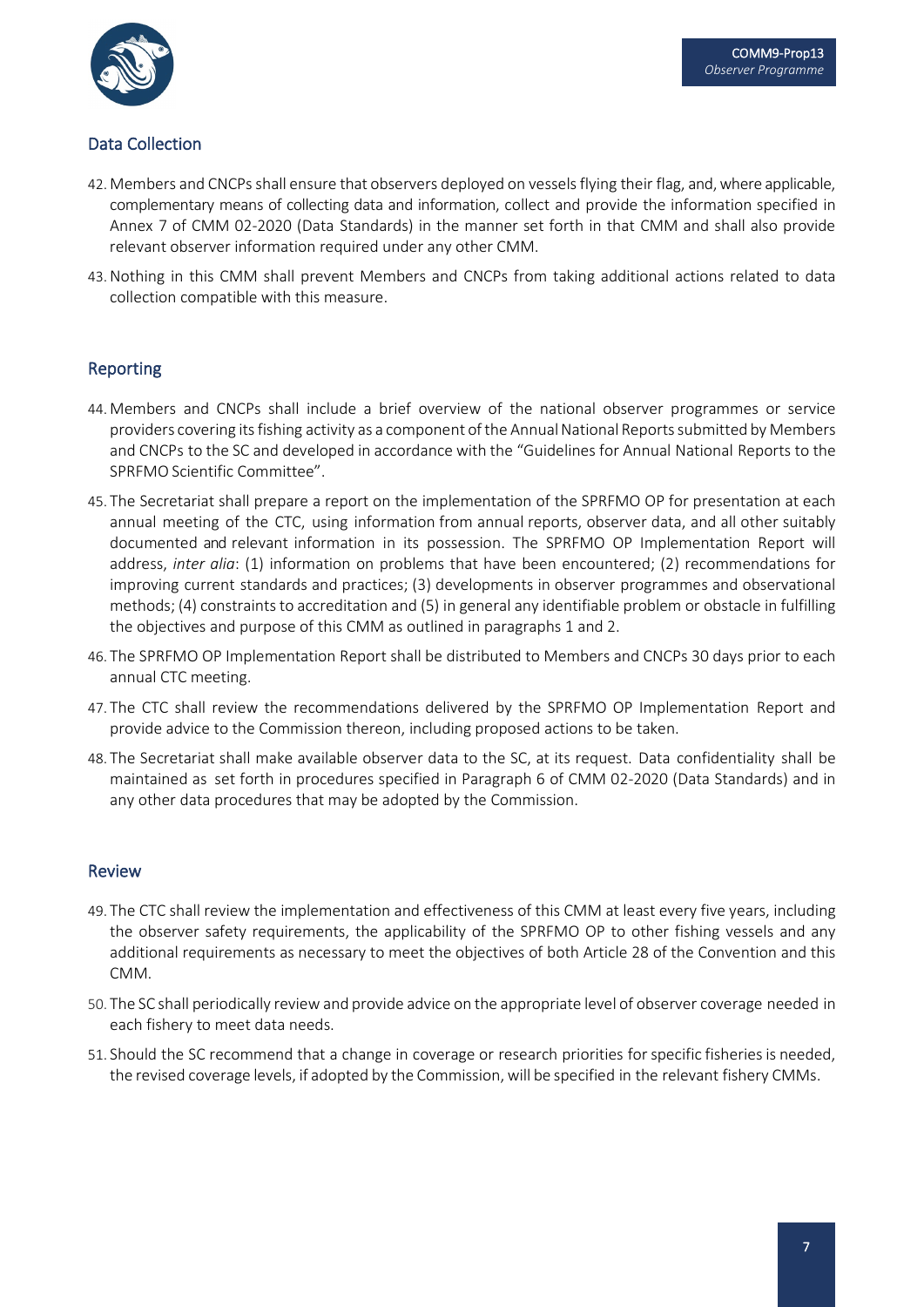## Data Collection

42. Members and CNCPs shall ensure that observers deployed on vessels flying their flag, and, where applicable, complementary means of collecting data and information, collect and provide the information specified in Annex 7 of CMM 02-2020 (Data Standards) in the manner set forth in that CMM and shall also provide relevant observer information required under any other CMM.

43. Nothing in this CMM shall prevent Members and CNCPs from taking additional actions related to data collection compatible with this measure.

## Reporting

44. Members and CNCPs shall include a brief overview of the national observer programmes or service providers covering its fishing activity as a component of the Annual National Reports submitted by Members and CNCPs to the SC and developed in accordance with the "Guidelines for Annual National Reports to the SPRFMO Scientific Committee".

45. The Secretariat shall prepare a report on the implementation of the SPRFMO OP for presentation at each annual meeting of the CTC, using information from annual reports, observer data, and all other suitably documented and relevant information in its possession. The SPRFMO OP Implementation Report will address, *inter alia*: (1) information on problems that have been encountered; (2) recommendations for improving current standards and practices; (3) developments in observer programmes and observational methods; (4) constraints to accreditation and (5) in general any identifiable problem or obstacle in fulfilling the objectives and purpose of this CMM as outlined in paragraphs 1 and 2.

46. The SPRFMO OP Implementation Report shall be distributed to Members and CNCPs 30 days prior to each annual CTC meeting.

47. The CTC shall review the recommendations delivered by the SPRFMO OP Implementation Report and provide advice to the Commission thereon, including proposed actions to be taken.

48. The Secretariat shall make available observer data to the SC, at its request. Data confidentiality shall be maintained as set forth in procedures specified in Paragraph 6 of CMM 02-2020 (Data Standards) and in any other data procedures that may be adopted by the Commission.

## Review

49. The CTC shall review the implementation and effectiveness of this CMM at least every five years, including the observer safety requirements, the applicability of the SPRFMO OP to other fishing vessels and any additional requirements as necessary to meet the objectives of both Article 28 of the Convention and this CMM.

50. The SC shall periodically review and provide advice on the appropriate level of observer coverage needed in each fishery to meet data needs.

51. Should the SC recommend that a change in coverage or research priorities for specific fisheries is needed, the revised coverage levels, if adopted by the Commission, will be specified in the relevant fishery CMMs.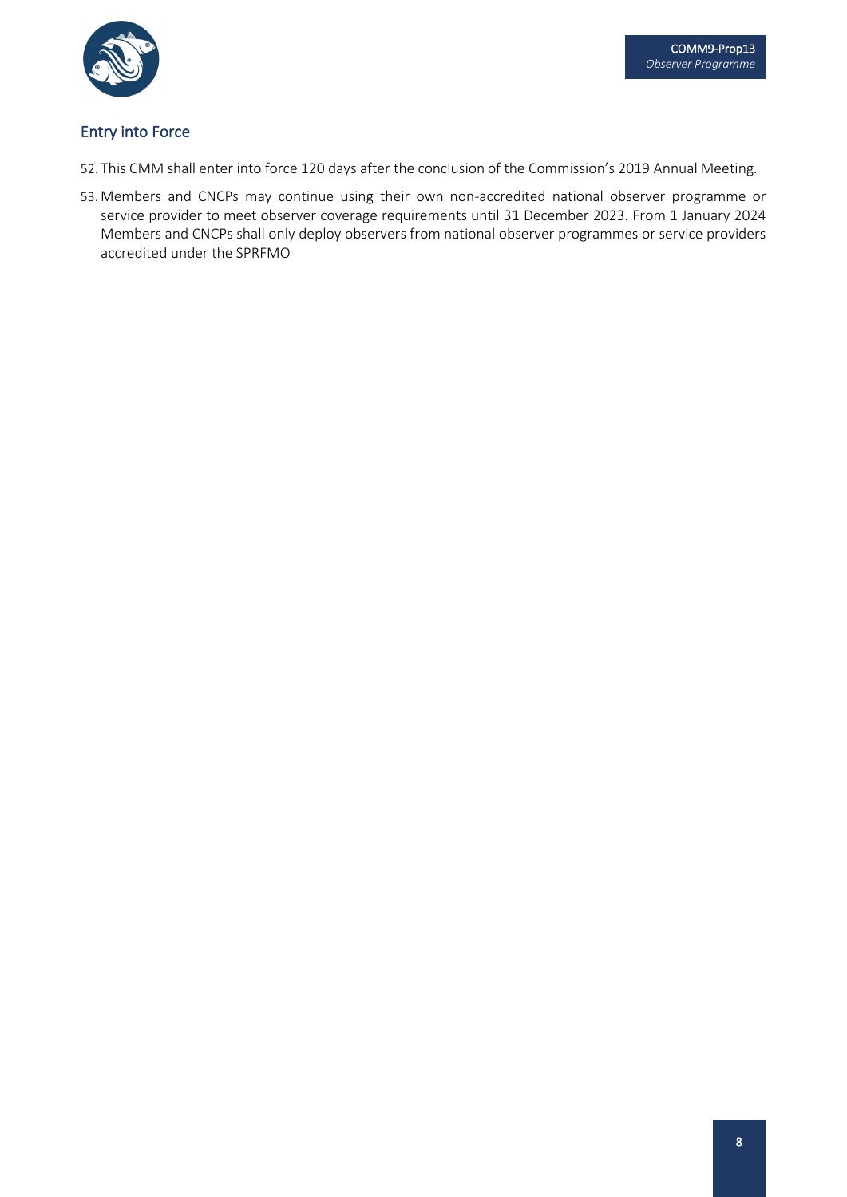## Entry into Force

52. This CMM shall enter into force 120 days after the conclusion of the Commission's 2019 Annual Meeting.
53. Members and CNCPs may continue using their own non-accredited national observer programme or service provider to meet observer coverage requirements until 31 December 2023. From 1 January 2024 Members and CNCPs shall only deploy observers from national observer programmes or service providers accredited under the SPRFMO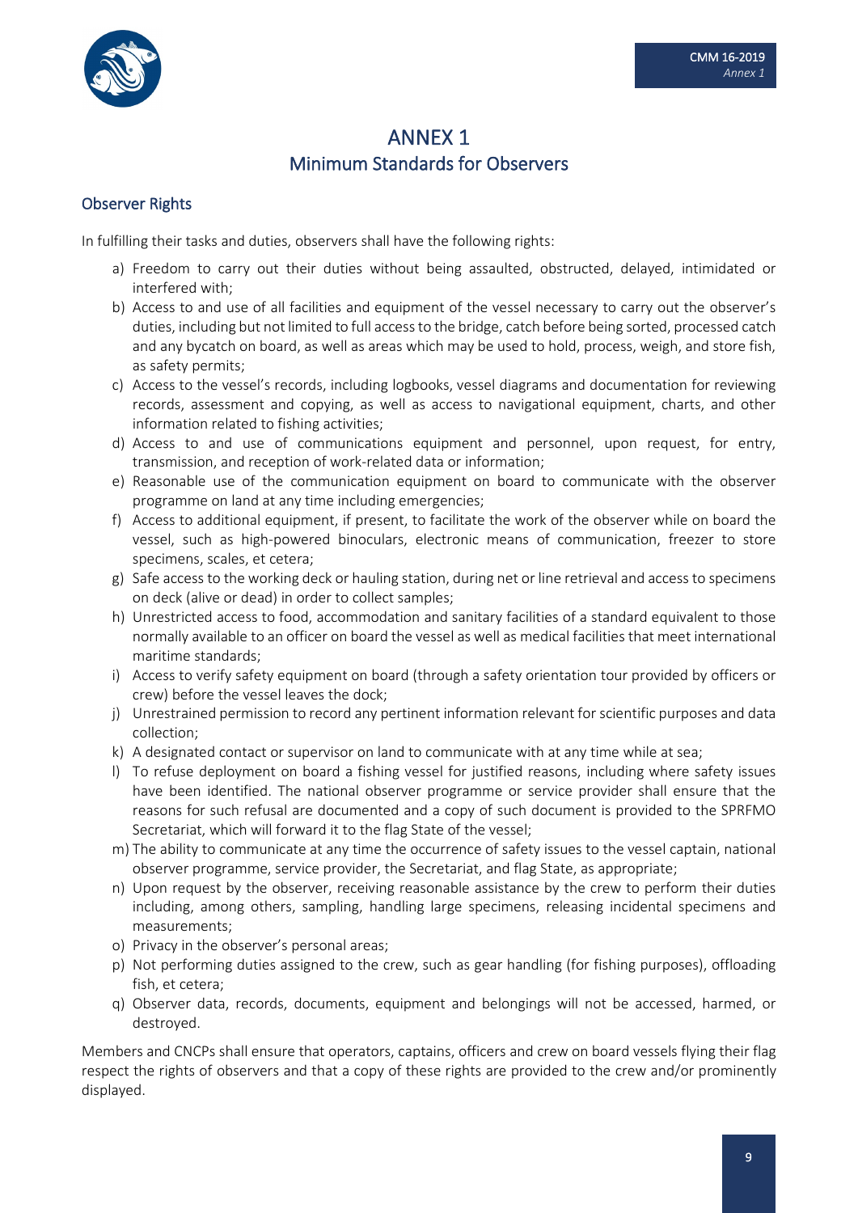# ANNEX 1
## Minimum Standards for Observers

### Observer Rights

In fulfilling their tasks and duties, observers shall have the following rights:

a) Freedom to carry out their duties without being assaulted, obstructed, delayed, intimidated or interfered with;
b) Access to and use of all facilities and equipment of the vessel necessary to carry out the observer's duties, including but not limited to full access to the bridge, catch before being sorted, processed catch and any bycatch on board, as well as areas which may be used to hold, process, weigh, and store fish, as safety permits;
c) Access to the vessel's records, including logbooks, vessel diagrams and documentation for reviewing records, assessment and copying, as well as access to navigational equipment, charts, and other information related to fishing activities;
d) Access to and use of communications equipment and personnel, upon request, for entry, transmission, and reception of work-related data or information;
e) Reasonable use of the communication equipment on board to communicate with the observer programme on land at any time including emergencies;
f) Access to additional equipment, if present, to facilitate the work of the observer while on board the vessel, such as high-powered binoculars, electronic means of communication, freezer to store specimens, scales, et cetera;
g) Safe access to the working deck or hauling station, during net or line retrieval and access to specimens on deck (alive or dead) in order to collect samples;
h) Unrestricted access to food, accommodation and sanitary facilities of a standard equivalent to those normally available to an officer on board the vessel as well as medical facilities that meet international maritime standards;
i) Access to verify safety equipment on board (through a safety orientation tour provided by officers or crew) before the vessel leaves the dock;
j) Unrestrained permission to record any pertinent information relevant for scientific purposes and data collection;
k) A designated contact or supervisor on land to communicate with at any time while at sea;
l) To refuse deployment on board a fishing vessel for justified reasons, including where safety issues have been identified. The national observer programme or service provider shall ensure that the reasons for such refusal are documented and a copy of such document is provided to the SPRFMO Secretariat, which will forward it to the flag State of the vessel;
m) The ability to communicate at any time the occurrence of safety issues to the vessel captain, national observer programme, service provider, the Secretariat, and flag State, as appropriate;
n) Upon request by the observer, receiving reasonable assistance by the crew to perform their duties including, among others, sampling, handling large specimens, releasing incidental specimens and measurements;
o) Privacy in the observer's personal areas;
p) Not performing duties assigned to the crew, such as gear handling (for fishing purposes), offloading fish, et cetera;
q) Observer data, records, documents, equipment and belongings will not be accessed, harmed, or destroyed.

Members and CNCPs shall ensure that operators, captains, officers and crew on board vessels flying their flag respect the rights of observers and that a copy of these rights are provided to the crew and/or prominently displayed.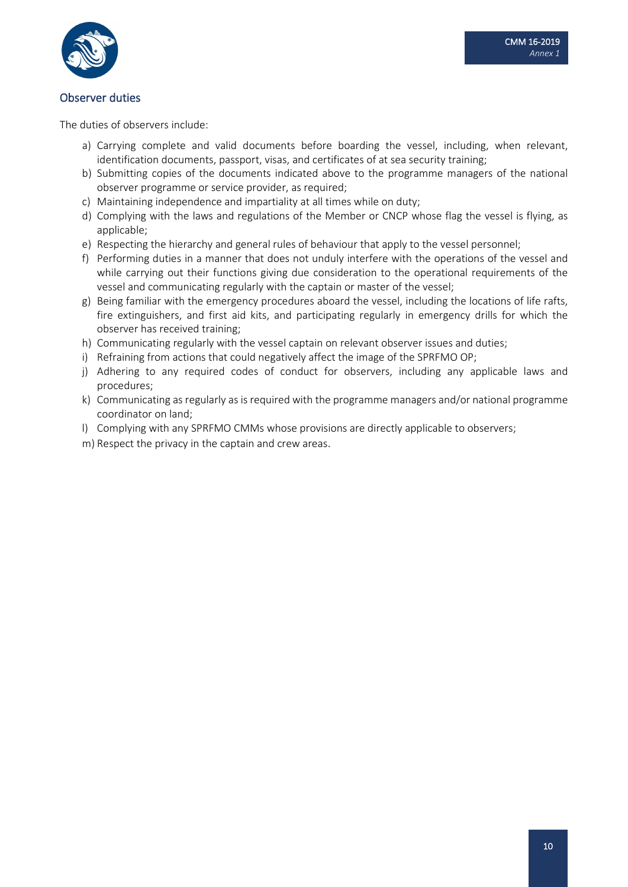## Observer duties

The duties of observers include:

a) Carrying complete and valid documents before boarding the vessel, including, when relevant, identification documents, passport, visas, and certificates of at sea security training;
b) Submitting copies of the documents indicated above to the programme managers of the national observer programme or service provider, as required;
c) Maintaining independence and impartiality at all times while on duty;
d) Complying with the laws and regulations of the Member or CNCP whose flag the vessel is flying, as applicable;
e) Respecting the hierarchy and general rules of behaviour that apply to the vessel personnel;
f) Performing duties in a manner that does not unduly interfere with the operations of the vessel and while carrying out their functions giving due consideration to the operational requirements of the vessel and communicating regularly with the captain or master of the vessel;
g) Being familiar with the emergency procedures aboard the vessel, including the locations of life rafts, fire extinguishers, and first aid kits, and participating regularly in emergency drills for which the observer has received training;
h) Communicating regularly with the vessel captain on relevant observer issues and duties;
i) Refraining from actions that could negatively affect the image of the SPRFMO OP;
j) Adhering to any required codes of conduct for observers, including any applicable laws and procedures;
k) Communicating as regularly as is required with the programme managers and/or national programme coordinator on land;
l) Complying with any SPRFMO CMMs whose provisions are directly applicable to observers;
m) Respect the privacy in the captain and crew areas.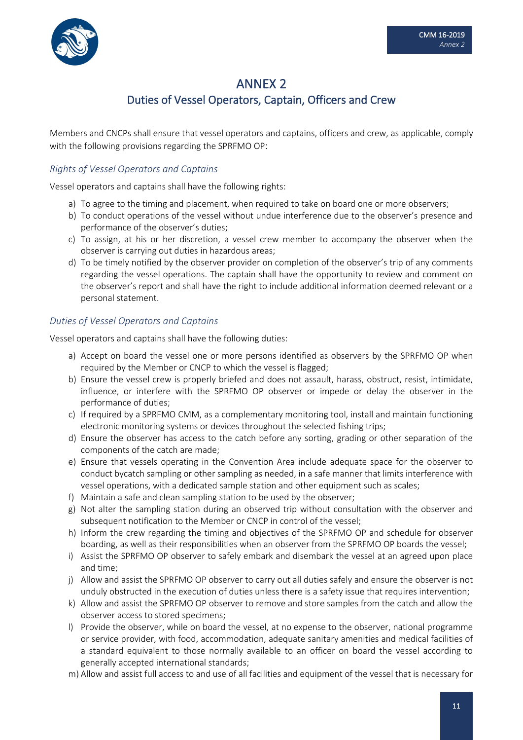# ANNEX 2

## Duties of Vessel Operators, Captain, Officers and Crew

Members and CNCPs shall ensure that vessel operators and captains, officers and crew, as applicable, comply with the following provisions regarding the SPRFMO OP:

### *Rights of Vessel Operators and Captains*

Vessel operators and captains shall have the following rights:

a) To agree to the timing and placement, when required to take on board one or more observers;
b) To conduct operations of the vessel without undue interference due to the observer's presence and performance of the observer's duties;
c) To assign, at his or her discretion, a vessel crew member to accompany the observer when the observer is carrying out duties in hazardous areas;
d) To be timely notified by the observer provider on completion of the observer's trip of any comments regarding the vessel operations. The captain shall have the opportunity to review and comment on the observer's report and shall have the right to include additional information deemed relevant or a personal statement.

### *Duties of Vessel Operators and Captains*

Vessel operators and captains shall have the following duties:

a) Accept on board the vessel one or more persons identified as observers by the SPRFMO OP when required by the Member or CNCP to which the vessel is flagged;
b) Ensure the vessel crew is properly briefed and does not assault, harass, obstruct, resist, intimidate, influence, or interfere with the SPRFMO OP observer or impede or delay the observer in the performance of duties;
c) If required by a SPRFMO CMM, as a complementary monitoring tool, install and maintain functioning electronic monitoring systems or devices throughout the selected fishing trips;
d) Ensure the observer has access to the catch before any sorting, grading or other separation of the components of the catch are made;
e) Ensure that vessels operating in the Convention Area include adequate space for the observer to conduct bycatch sampling or other sampling as needed, in a safe manner that limits interference with vessel operations, with a dedicated sample station and other equipment such as scales;
f) Maintain a safe and clean sampling station to be used by the observer;
g) Not alter the sampling station during an observed trip without consultation with the observer and subsequent notification to the Member or CNCP in control of the vessel;
h) Inform the crew regarding the timing and objectives of the SPRFMO OP and schedule for observer boarding, as well as their responsibilities when an observer from the SPRFMO OP boards the vessel;
i) Assist the SPRFMO OP observer to safely embark and disembark the vessel at an agreed upon place and time;
j) Allow and assist the SPRFMO OP observer to carry out all duties safely and ensure the observer is not unduly obstructed in the execution of duties unless there is a safety issue that requires intervention;
k) Allow and assist the SPRFMO OP observer to remove and store samples from the catch and allow the observer access to stored specimens;
l) Provide the observer, while on board the vessel, at no expense to the observer, national programme or service provider, with food, accommodation, adequate sanitary amenities and medical facilities of a standard equivalent to those normally available to an officer on board the vessel according to generally accepted international standards;
m) Allow and assist full access to and use of all facilities and equipment of the vessel that is necessary for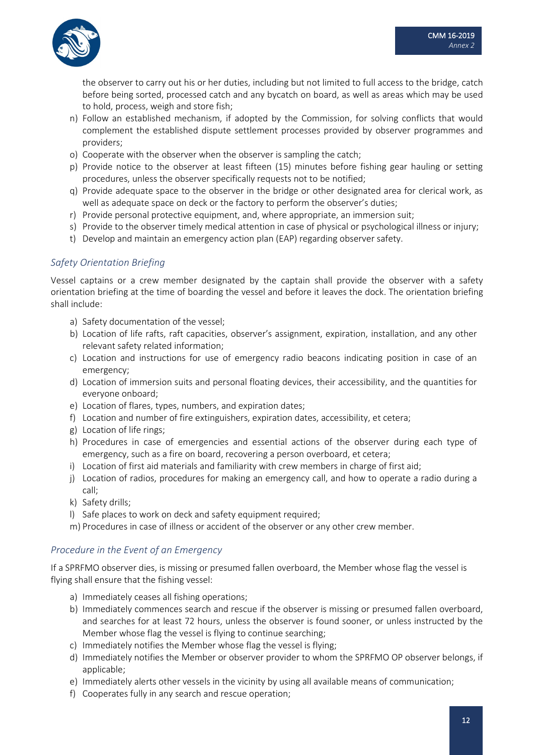the observer to carry out his or her duties, including but not limited to full access to the bridge, catch before being sorted, processed catch and any bycatch on board, as well as areas which may be used to hold, process, weigh and store fish;

n) Follow an established mechanism, if adopted by the Commission, for solving conflicts that would complement the established dispute settlement processes provided by observer programmes and providers;
o) Cooperate with the observer when the observer is sampling the catch;
p) Provide notice to the observer at least fifteen (15) minutes before fishing gear hauling or setting procedures, unless the observer specifically requests not to be notified;
q) Provide adequate space to the observer in the bridge or other designated area for clerical work, as well as adequate space on deck or the factory to perform the observer's duties;
r) Provide personal protective equipment, and, where appropriate, an immersion suit;
s) Provide to the observer timely medical attention in case of physical or psychological illness or injury;
t) Develop and maintain an emergency action plan (EAP) regarding observer safety.

### *Safety Orientation Briefing*

Vessel captains or a crew member designated by the captain shall provide the observer with a safety orientation briefing at the time of boarding the vessel and before it leaves the dock. The orientation briefing shall include:

a) Safety documentation of the vessel;
b) Location of life rafts, raft capacities, observer's assignment, expiration, installation, and any other relevant safety related information;
c) Location and instructions for use of emergency radio beacons indicating position in case of an emergency;
d) Location of immersion suits and personal floating devices, their accessibility, and the quantities for everyone onboard;
e) Location of flares, types, numbers, and expiration dates;
f) Location and number of fire extinguishers, expiration dates, accessibility, et cetera;
g) Location of life rings;
h) Procedures in case of emergencies and essential actions of the observer during each type of emergency, such as a fire on board, recovering a person overboard, et cetera;
i) Location of first aid materials and familiarity with crew members in charge of first aid;
j) Location of radios, procedures for making an emergency call, and how to operate a radio during a call;
k) Safety drills;
l) Safe places to work on deck and safety equipment required;
m) Procedures in case of illness or accident of the observer or any other crew member.

### *Procedure in the Event of an Emergency*

If a SPRFMO observer dies, is missing or presumed fallen overboard, the Member whose flag the vessel is flying shall ensure that the fishing vessel:

a) Immediately ceases all fishing operations;
b) Immediately commences search and rescue if the observer is missing or presumed fallen overboard, and searches for at least 72 hours, unless the observer is found sooner, or unless instructed by the Member whose flag the vessel is flying to continue searching;
c) Immediately notifies the Member whose flag the vessel is flying;
d) Immediately notifies the Member or observer provider to whom the SPRFMO OP observer belongs, if applicable;
e) Immediately alerts other vessels in the vicinity by using all available means of communication;
f) Cooperates fully in any search and rescue operation;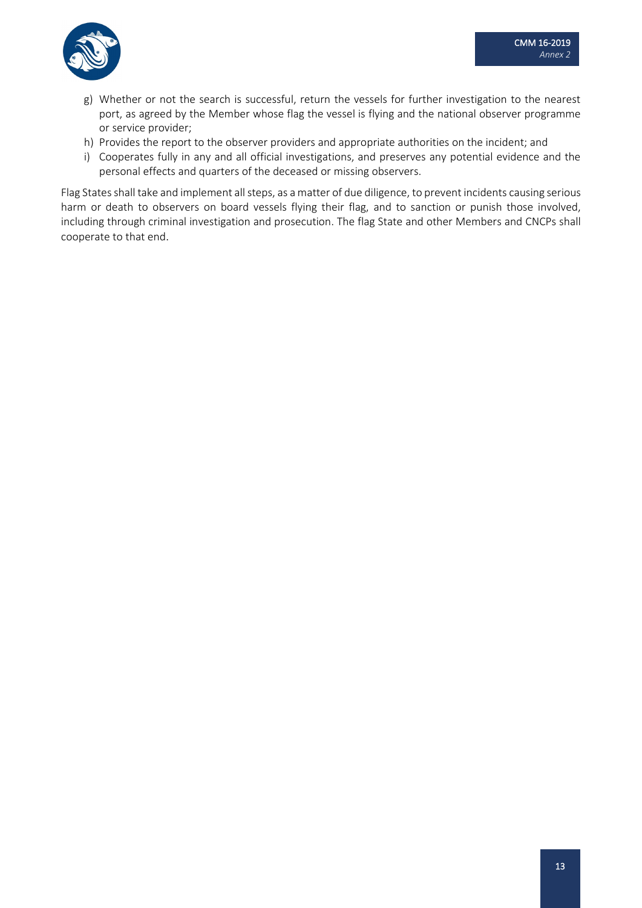g) Whether or not the search is successful, return the vessels for further investigation to the nearest port, as agreed by the Member whose flag the vessel is flying and the national observer programme or service provider;
h) Provides the report to the observer providers and appropriate authorities on the incident; and
i) Cooperates fully in any and all official investigations, and preserves any potential evidence and the personal effects and quarters of the deceased or missing observers.

Flag States shall take and implement all steps, as a matter of due diligence, to prevent incidents causing serious harm or death to observers on board vessels flying their flag, and to sanction or punish those involved, including through criminal investigation and prosecution. The flag State and other Members and CNCPs shall cooperate to that end.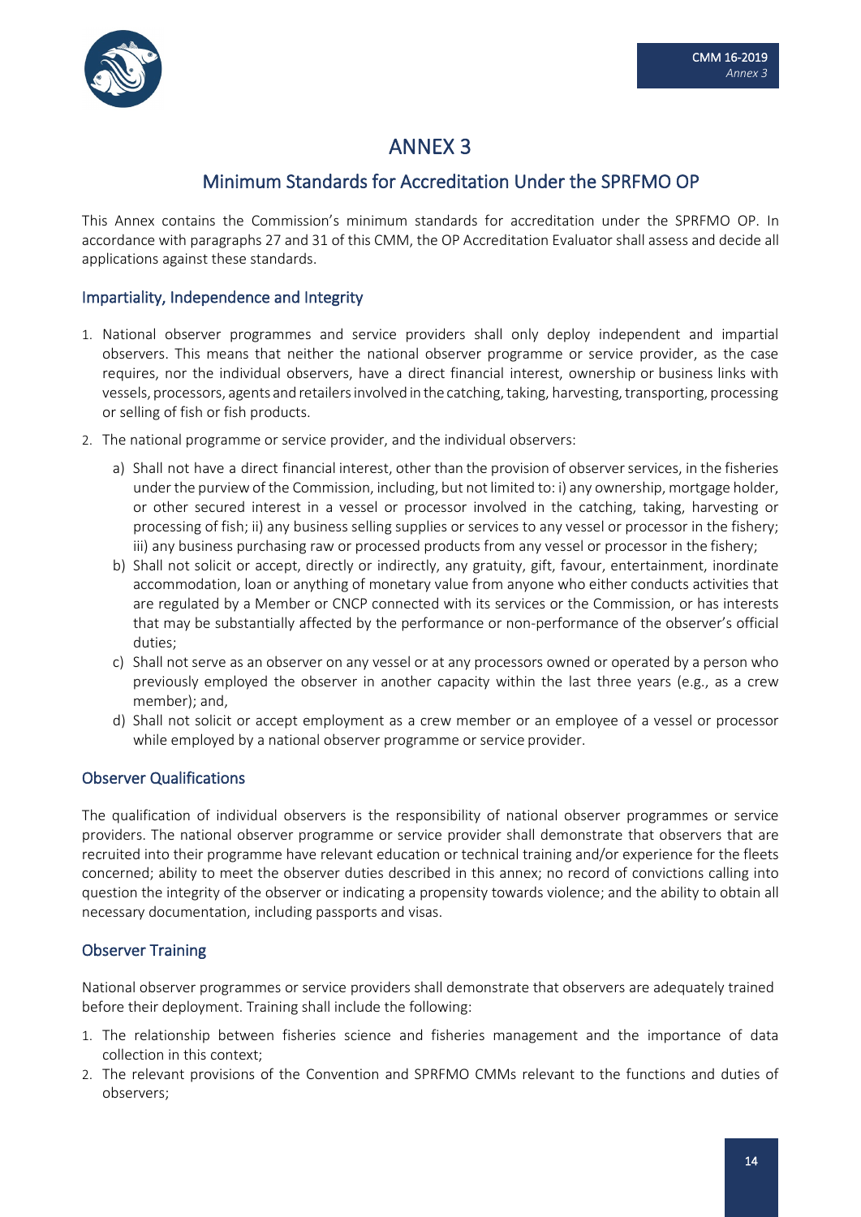# ANNEX 3

## Minimum Standards for Accreditation Under the SPRFMO OP

This Annex contains the Commission's minimum standards for accreditation under the SPRFMO OP. In accordance with paragraphs 27 and 31 of this CMM, the OP Accreditation Evaluator shall assess and decide all applications against these standards.

### Impartiality, Independence and Integrity

1. National observer programmes and service providers shall only deploy independent and impartial observers. This means that neither the national observer programme or service provider, as the case requires, nor the individual observers, have a direct financial interest, ownership or business links with vessels, processors, agents and retailers involved in the catching, taking, harvesting, transporting, processing or selling of fish or fish products.
2. The national programme or service provider, and the individual observers:
   a) Shall not have a direct financial interest, other than the provision of observer services, in the fisheries under the purview of the Commission, including, but not limited to: i) any ownership, mortgage holder, or other secured interest in a vessel or processor involved in the catching, taking, harvesting or processing of fish; ii) any business selling supplies or services to any vessel or processor in the fishery; iii) any business purchasing raw or processed products from any vessel or processor in the fishery;
   b) Shall not solicit or accept, directly or indirectly, any gratuity, gift, favour, entertainment, inordinate accommodation, loan or anything of monetary value from anyone who either conducts activities that are regulated by a Member or CNCP connected with its services or the Commission, or has interests that may be substantially affected by the performance or non-performance of the observer's official duties;
   c) Shall not serve as an observer on any vessel or at any processors owned or operated by a person who previously employed the observer in another capacity within the last three years (e.g., as a crew member); and,
   d) Shall not solicit or accept employment as a crew member or an employee of a vessel or processor while employed by a national observer programme or service provider.

### Observer Qualifications

The qualification of individual observers is the responsibility of national observer programmes or service providers. The national observer programme or service provider shall demonstrate that observers that are recruited into their programme have relevant education or technical training and/or experience for the fleets concerned; ability to meet the observer duties described in this annex; no record of convictions calling into question the integrity of the observer or indicating a propensity towards violence; and the ability to obtain all necessary documentation, including passports and visas.

### Observer Training

National observer programmes or service providers shall demonstrate that observers are adequately trained before their deployment. Training shall include the following:

1. The relationship between fisheries science and fisheries management and the importance of data collection in this context;
2. The relevant provisions of the Convention and SPRFMO CMMs relevant to the functions and duties of observers;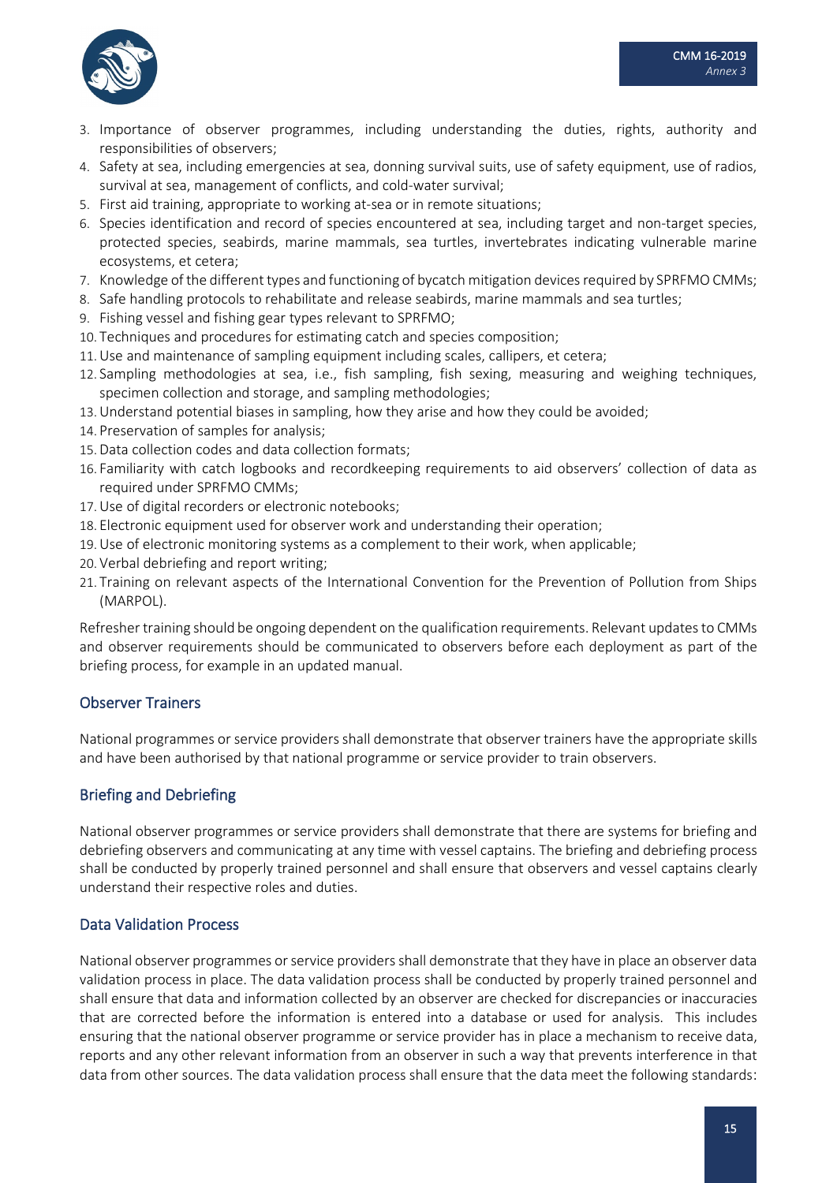3. Importance of observer programmes, including understanding the duties, rights, authority and responsibilities of observers;
4. Safety at sea, including emergencies at sea, donning survival suits, use of safety equipment, use of radios, survival at sea, management of conflicts, and cold-water survival;
5. First aid training, appropriate to working at-sea or in remote situations;
6. Species identification and record of species encountered at sea, including target and non-target species, protected species, seabirds, marine mammals, sea turtles, invertebrates indicating vulnerable marine ecosystems, et cetera;
7. Knowledge of the different types and functioning of bycatch mitigation devices required by SPRFMO CMMs;
8. Safe handling protocols to rehabilitate and release seabirds, marine mammals and sea turtles;
9. Fishing vessel and fishing gear types relevant to SPRFMO;
10. Techniques and procedures for estimating catch and species composition;
11. Use and maintenance of sampling equipment including scales, callipers, et cetera;
12. Sampling methodologies at sea, i.e., fish sampling, fish sexing, measuring and weighing techniques, specimen collection and storage, and sampling methodologies;
13. Understand potential biases in sampling, how they arise and how they could be avoided;
14. Preservation of samples for analysis;
15. Data collection codes and data collection formats;
16. Familiarity with catch logbooks and recordkeeping requirements to aid observers' collection of data as required under SPRFMO CMMs;
17. Use of digital recorders or electronic notebooks;
18. Electronic equipment used for observer work and understanding their operation;
19. Use of electronic monitoring systems as a complement to their work, when applicable;
20. Verbal debriefing and report writing;
21. Training on relevant aspects of the International Convention for the Prevention of Pollution from Ships (MARPOL).

Refresher training should be ongoing dependent on the qualification requirements. Relevant updates to CMMs and observer requirements should be communicated to observers before each deployment as part of the briefing process, for example in an updated manual.

## Observer Trainers

National programmes or service providers shall demonstrate that observer trainers have the appropriate skills and have been authorised by that national programme or service provider to train observers.

## Briefing and Debriefing

National observer programmes or service providers shall demonstrate that there are systems for briefing and debriefing observers and communicating at any time with vessel captains. The briefing and debriefing process shall be conducted by properly trained personnel and shall ensure that observers and vessel captains clearly understand their respective roles and duties.

## Data Validation Process

National observer programmes or service providers shall demonstrate that they have in place an observer data validation process in place. The data validation process shall be conducted by properly trained personnel and shall ensure that data and information collected by an observer are checked for discrepancies or inaccuracies that are corrected before the information is entered into a database or used for analysis. This includes ensuring that the national observer programme or service provider has in place a mechanism to receive data, reports and any other relevant information from an observer in such a way that prevents interference in that data from other sources. The data validation process shall ensure that the data meet the following standards: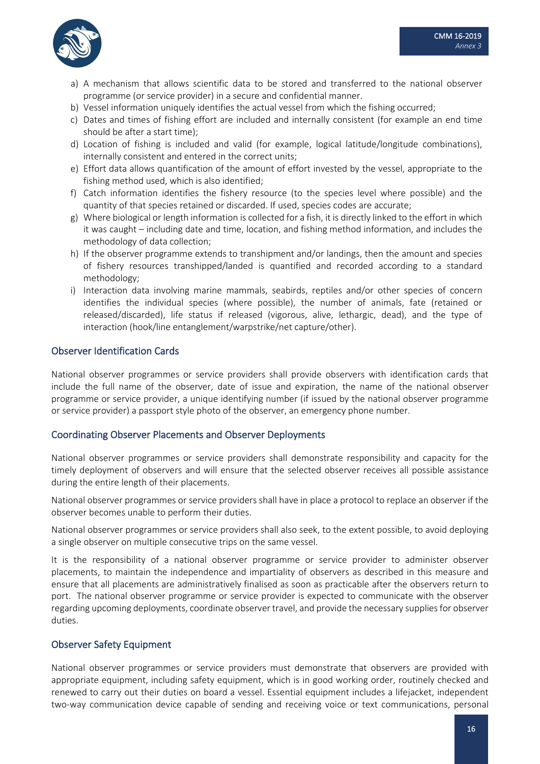a) A mechanism that allows scientific data to be stored and transferred to the national observer programme (or service provider) in a secure and confidential manner.
b) Vessel information uniquely identifies the actual vessel from which the fishing occurred;
c) Dates and times of fishing effort are included and internally consistent (for example an end time should be after a start time);
d) Location of fishing is included and valid (for example, logical latitude/longitude combinations), internally consistent and entered in the correct units;
e) Effort data allows quantification of the amount of effort invested by the vessel, appropriate to the fishing method used, which is also identified;
f) Catch information identifies the fishery resource (to the species level where possible) and the quantity of that species retained or discarded. If used, species codes are accurate;
g) Where biological or length information is collected for a fish, it is directly linked to the effort in which it was caught – including date and time, location, and fishing method information, and includes the methodology of data collection;
h) If the observer programme extends to transhipment and/or landings, then the amount and species of fishery resources transhipped/landed is quantified and recorded according to a standard methodology;
i) Interaction data involving marine mammals, seabirds, reptiles and/or other species of concern identifies the individual species (where possible), the number of animals, fate (retained or released/discarded), life status if released (vigorous, alive, lethargic, dead), and the type of interaction (hook/line entanglement/warpstrike/net capture/other).

## Observer Identification Cards

National observer programmes or service providers shall provide observers with identification cards that include the full name of the observer, date of issue and expiration, the name of the national observer programme or service provider, a unique identifying number (if issued by the national observer programme or service provider) a passport style photo of the observer, an emergency phone number.

## Coordinating Observer Placements and Observer Deployments

National observer programmes or service providers shall demonstrate responsibility and capacity for the timely deployment of observers and will ensure that the selected observer receives all possible assistance during the entire length of their placements.

National observer programmes or service providers shall have in place a protocol to replace an observer if the observer becomes unable to perform their duties.

National observer programmes or service providers shall also seek, to the extent possible, to avoid deploying a single observer on multiple consecutive trips on the same vessel.

It is the responsibility of a national observer programme or service provider to administer observer placements, to maintain the independence and impartiality of observers as described in this measure and ensure that all placements are administratively finalised as soon as practicable after the observers return to port. The national observer programme or service provider is expected to communicate with the observer regarding upcoming deployments, coordinate observer travel, and provide the necessary supplies for observer duties.

## Observer Safety Equipment

National observer programmes or service providers must demonstrate that observers are provided with appropriate equipment, including safety equipment, which is in good working order, routinely checked and renewed to carry out their duties on board a vessel. Essential equipment includes a lifejacket, independent two-way communication device capable of sending and receiving voice or text communications, personal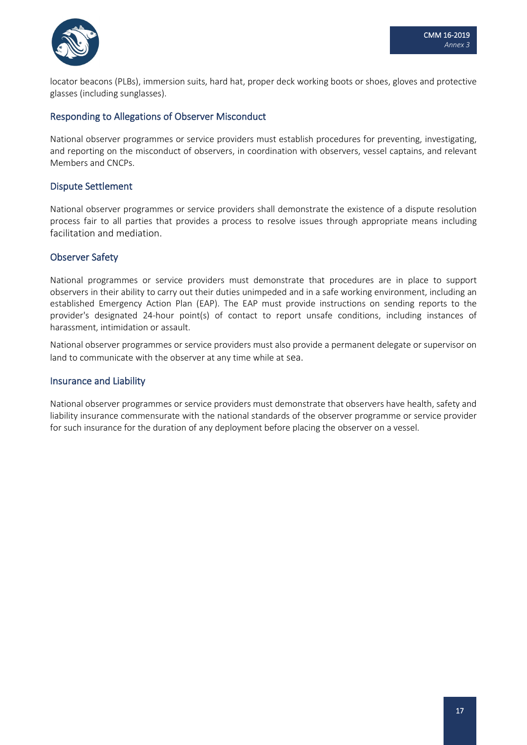locator beacons (PLBs), immersion suits, hard hat, proper deck working boots or shoes, gloves and protective glasses (including sunglasses).

## Responding to Allegations of Observer Misconduct

National observer programmes or service providers must establish procedures for preventing, investigating, and reporting on the misconduct of observers, in coordination with observers, vessel captains, and relevant Members and CNCPs.

## Dispute Settlement

National observer programmes or service providers shall demonstrate the existence of a dispute resolution process fair to all parties that provides a process to resolve issues through appropriate means including facilitation and mediation.

## Observer Safety

National programmes or service providers must demonstrate that procedures are in place to support observers in their ability to carry out their duties unimpeded and in a safe working environment, including an established Emergency Action Plan (EAP). The EAP must provide instructions on sending reports to the provider's designated 24-hour point(s) of contact to report unsafe conditions, including instances of harassment, intimidation or assault.

National observer programmes or service providers must also provide a permanent delegate or supervisor on land to communicate with the observer at any time while at sea.

## Insurance and Liability

National observer programmes or service providers must demonstrate that observers have health, safety and liability insurance commensurate with the national standards of the observer programme or service provider for such insurance for the duration of any deployment before placing the observer on a vessel.